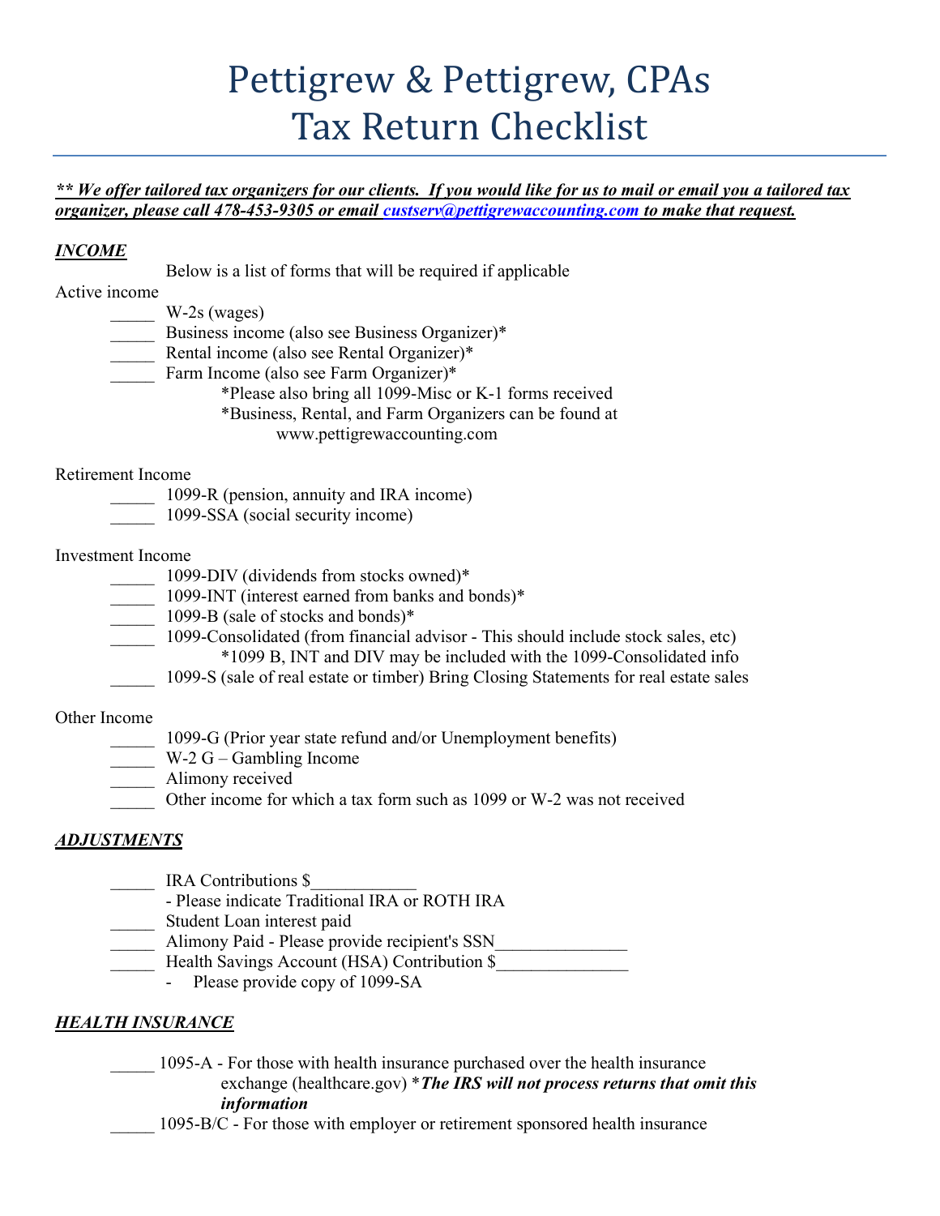# Pettigrew & Pettigrew, CPAs
# Tax Return Checklist

***\*\* We offer tailored tax organizers for our clients. If you would like for us to mail or email you a tailored tax organizer, please call 478-453-9305 or email custserv@pettigrewaccounting.com to make that request.***

## ***INCOME***

Below is a list of forms that will be required if applicable

Active income

_____ W-2s (wages)
_____ Business income (also see Business Organizer)*
_____ Rental income (also see Rental Organizer)*
_____ Farm Income (also see Farm Organizer)*

*Please also bring all 1099-Misc or K-1 forms received
*Business, Rental, and Farm Organizers can be found at www.pettigrewaccounting.com

Retirement Income

_____ 1099-R (pension, annuity and IRA income)
_____ 1099-SSA (social security income)

Investment Income

_____ 1099-DIV (dividends from stocks owned)*
_____ 1099-INT (interest earned from banks and bonds)*
_____ 1099-B (sale of stocks and bonds)*
_____ 1099-Consolidated (from financial advisor - This should include stock sales, etc)

*1099 B, INT and DIV may be included with the 1099-Consolidated info

_____ 1099-S (sale of real estate or timber) Bring Closing Statements for real estate sales

Other Income

_____ 1099-G (Prior year state refund and/or Unemployment benefits)
_____ W-2 G – Gambling Income
_____ Alimony received
_____ Other income for which a tax form such as 1099 or W-2 was not received

## ***ADJUSTMENTS***

_____ IRA Contributions $____________
- Please indicate Traditional IRA or ROTH IRA

_____ Student Loan interest paid
_____ Alimony Paid - Please provide recipient's SSN_______________
_____ Health Savings Account (HSA) Contribution $_______________
- Please provide copy of 1099-SA

## ***HEALTH INSURANCE***

_____ 1095-A - For those with health insurance purchased over the health insurance exchange (healthcare.gov) **\*The IRS will not process returns that omit this information***

_____ 1095-B/C - For those with employer or retirement sponsored health insurance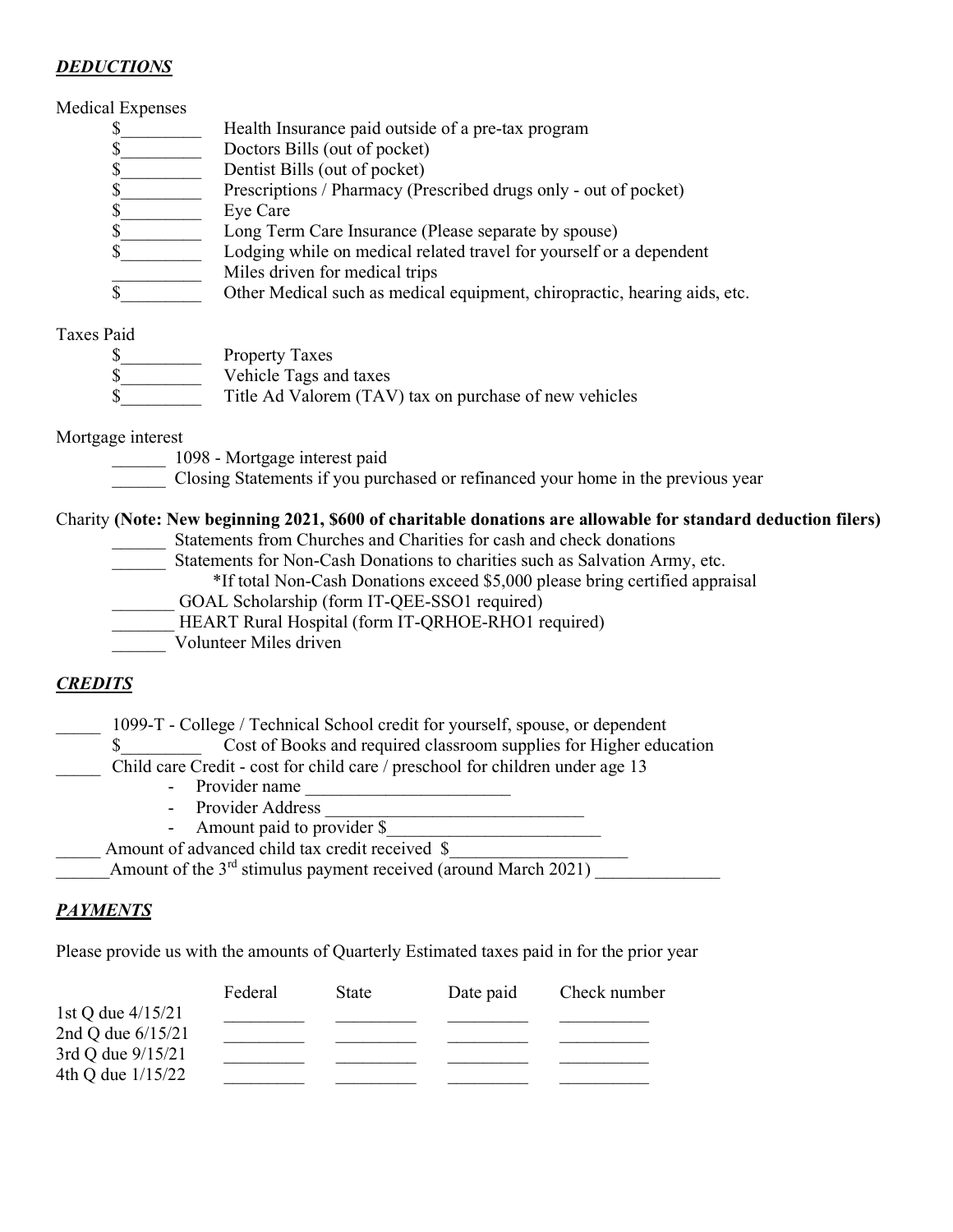***DEDUCTIONS***

Medical Expenses

- $_________ Health Insurance paid outside of a pre-tax program
- $_________ Doctors Bills (out of pocket)
- $_________ Dentist Bills (out of pocket)
- $_________ Prescriptions / Pharmacy (Prescribed drugs only - out of pocket)
- $_________ Eye Care
- $_________ Long Term Care Insurance (Please separate by spouse)
- $_________ Lodging while on medical related travel for yourself or a dependent
- __________ Miles driven for medical trips
- $_________ Other Medical such as medical equipment, chiropractic, hearing aids, etc.

Taxes Paid

- $_________ Property Taxes
- $_________ Vehicle Tags and taxes
- $_________ Title Ad Valorem (TAV) tax on purchase of new vehicles

Mortgage interest

- ______ 1098 - Mortgage interest paid
- ______ Closing Statements if you purchased or refinanced your home in the previous year

Charity **(Note: New beginning 2021, $600 of charitable donations are allowable for standard deduction filers)**

- ______ Statements from Churches and Charities for cash and check donations
- ______ Statements for Non-Cash Donations to charities such as Salvation Army, etc.
  - *If total Non-Cash Donations exceed $5,000 please bring certified appraisal
- _______ GOAL Scholarship (form IT-QEE-SSO1 required)
- _______ HEART Rural Hospital (form IT-QRHOE-RHO1 required)
- ______ Volunteer Miles driven

***CREDITS***

_____ 1099-T - College / Technical School credit for yourself, spouse, or dependent

$_________ Cost of Books and required classroom supplies for Higher education

_____ Child care Credit - cost for child care / preschool for children under age 13

- Provider name _______________________
- Provider Address ____________________________
- Amount paid to provider $________________________

_____ Amount of advanced child tax credit received $___________________

______Amount of the 3rd stimulus payment received (around March 2021) ______________

***PAYMENTS***

Please provide us with the amounts of Quarterly Estimated taxes paid in for the prior year

| | Federal | State | Date paid | Check number |
|---|---|---|---|---|
| 1st Q due 4/15/21 | _________ | _________ | _________ | __________ |
| 2nd Q due 6/15/21 | _________ | _________ | _________ | __________ |
| 3rd Q due 9/15/21 | _________ | _________ | _________ | __________ |
| 4th Q due 1/15/22 | _________ | _________ | _________ | __________ |